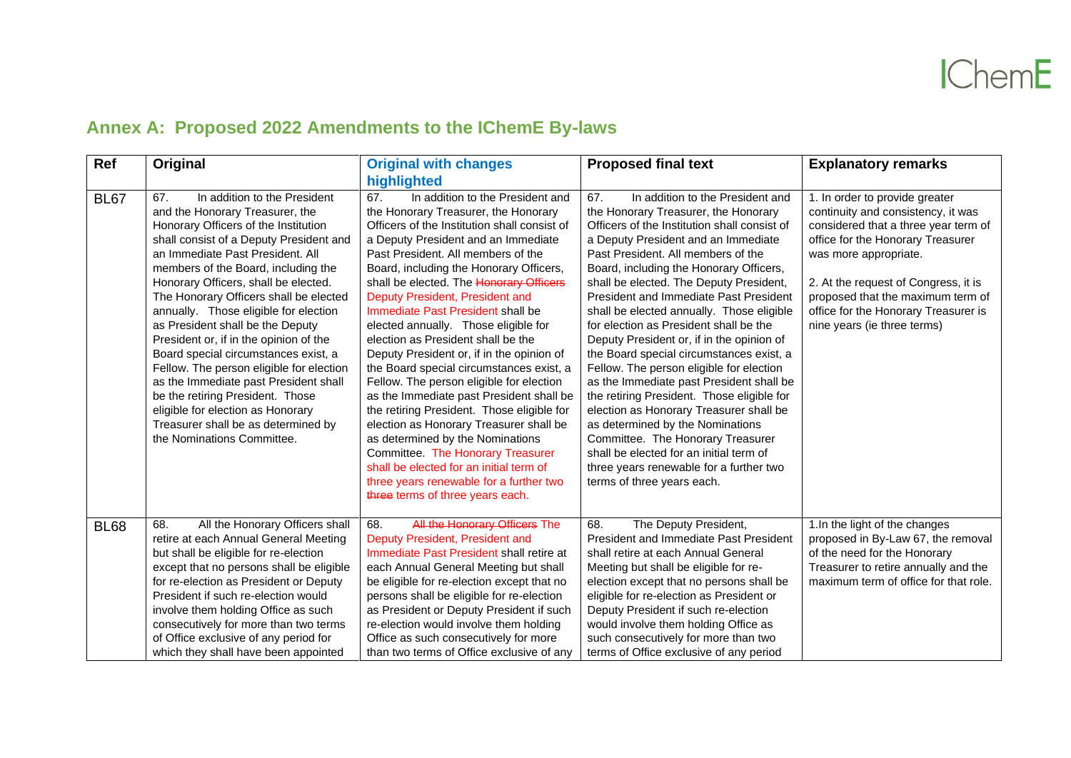## Annex A: Proposed 2022 Amendments to the IChemE By-laws

| Ref | Original | Original with changes highlighted | Proposed final text | Explanatory remarks |
|---|---|---|---|---|
| BL67 | 67. In addition to the President and the Honorary Treasurer, the Honorary Officers of the Institution shall consist of a Deputy President and an Immediate Past President. All members of the Board, including the Honorary Officers, shall be elected. The Honorary Officers shall be elected annually. Those eligible for election as President shall be the Deputy President or, if in the opinion of the Board special circumstances exist, a Fellow. The person eligible for election as the Immediate past President shall be the retiring President. Those eligible for election as Honorary Treasurer shall be as determined by the Nominations Committee. | 67. In addition to the President and the Honorary Treasurer, the Honorary Officers of the Institution shall consist of a Deputy President and an Immediate Past President. All members of the Board, including the Honorary Officers, shall be elected. The ~~Honorary Officers~~ Deputy President, President and Immediate Past President shall be elected annually. Those eligible for election as President shall be the Deputy President or, if in the opinion of the Board special circumstances exist, a Fellow. The person eligible for election as the Immediate past President shall be the retiring President. Those eligible for election as Honorary Treasurer shall be as determined by the Nominations Committee. The Honorary Treasurer shall be elected for an initial term of three years renewable for a further two ~~three~~ terms of three years each. | 67. In addition to the President and the Honorary Treasurer, the Honorary Officers of the Institution shall consist of a Deputy President and an Immediate Past President. All members of the Board, including the Honorary Officers, shall be elected. The Deputy President, President and Immediate Past President shall be elected annually. Those eligible for election as President shall be the Deputy President or, if in the opinion of the Board special circumstances exist, a Fellow. The person eligible for election as the Immediate past President shall be the retiring President. Those eligible for election as Honorary Treasurer shall be as determined by the Nominations Committee. The Honorary Treasurer shall be elected for an initial term of three years renewable for a further two terms of three years each. | 1. In order to provide greater continuity and consistency, it was considered that a three year term of office for the Honorary Treasurer was more appropriate.<br><br>2. At the request of Congress, it is proposed that the maximum term of office for the Honorary Treasurer is nine years (ie three terms) |
| BL68 | 68. All the Honorary Officers shall retire at each Annual General Meeting but shall be eligible for re-election except that no persons shall be eligible for re-election as President or Deputy President if such re-election would involve them holding Office as such consecutively for more than two terms of Office exclusive of any period for which they shall have been appointed | 68. ~~All the Honorary Officers~~ The Deputy President, President and Immediate Past President shall retire at each Annual General Meeting but shall be eligible for re-election except that no persons shall be eligible for re-election as President or Deputy President if such re-election would involve them holding Office as such consecutively for more than two terms of Office exclusive of any | 68. The Deputy President, President and Immediate Past President shall retire at each Annual General Meeting but shall be eligible for re-election except that no persons shall be eligible for re-election as President or Deputy President if such re-election would involve them holding Office as such consecutively for more than two terms of Office exclusive of any period | 1.In the light of the changes proposed in By-Law 67, the removal of the need for the Honorary Treasurer to retire annually and the maximum term of office for that role. |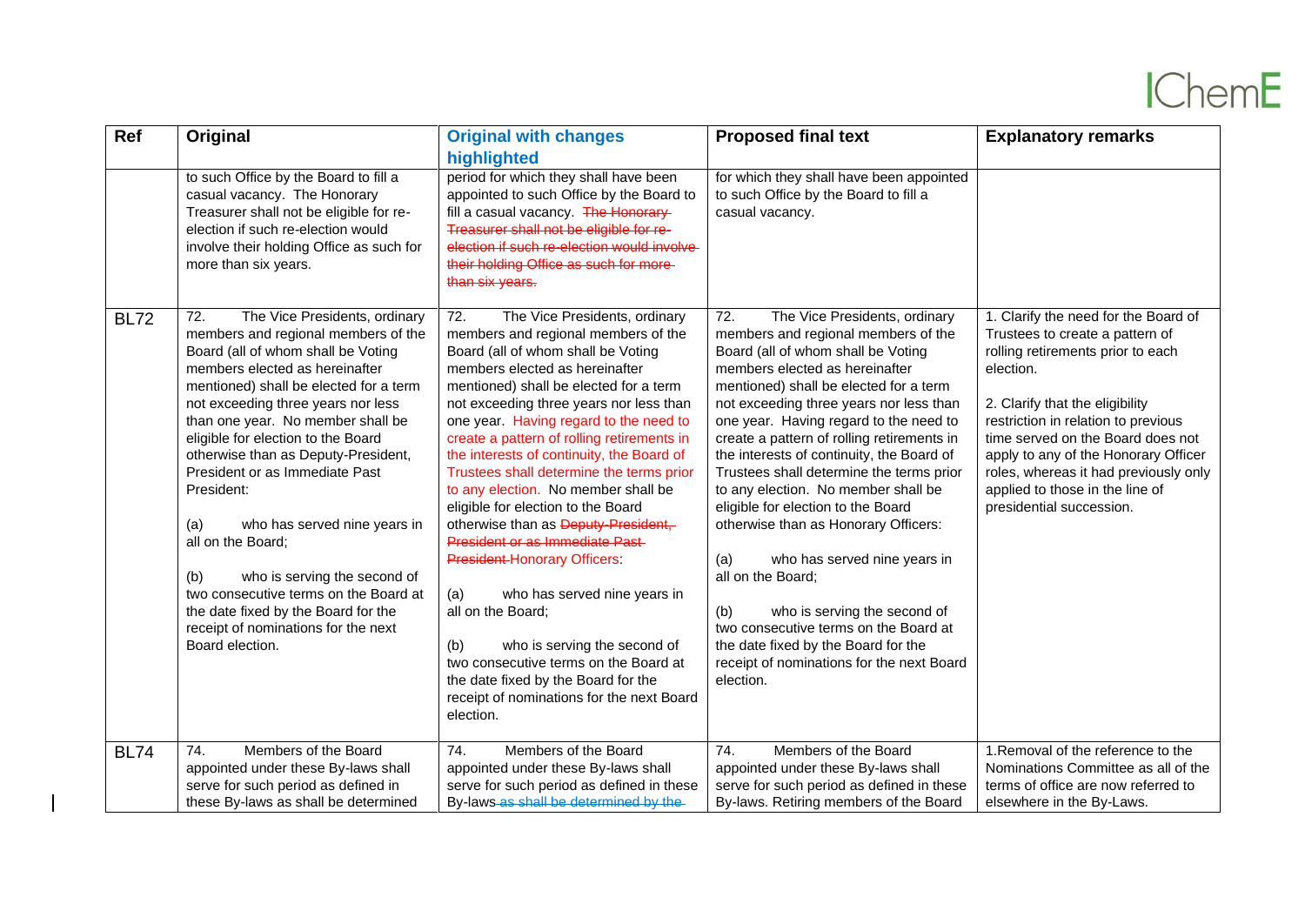| Ref | Original | Original with changes highlighted | Proposed final text | Explanatory remarks |
|---|---|---|---|---|
| | to such Office by the Board to fill a casual vacancy. The Honorary Treasurer shall not be eligible for re-election if such re-election would involve their holding Office as such for more than six years. | period for which they shall have been appointed to such Office by the Board to fill a casual vacancy. ~~The Honorary Treasurer shall not be eligible for re-election if such re-election would involve their holding Office as such for more than six years.~~ | for which they shall have been appointed to such Office by the Board to fill a casual vacancy. | |
| BL72 | 72. The Vice Presidents, ordinary members and regional members of the Board (all of whom shall be Voting members elected as hereinafter mentioned) shall be elected for a term not exceeding three years nor less than one year. No member shall be eligible for election to the Board otherwise than as Deputy-President, President or as Immediate Past President:<br><br>(a) who has served nine years in all on the Board;<br><br>(b) who is serving the second of two consecutive terms on the Board at the date fixed by the Board for the receipt of nominations for the next Board election. | 72. The Vice Presidents, ordinary members and regional members of the Board (all of whom shall be Voting members elected as hereinafter mentioned) shall be elected for a term not exceeding three years nor less than one year. Having regard to the need to create a pattern of rolling retirements in the interests of continuity, the Board of Trustees shall determine the terms prior to any election. No member shall be eligible for election to the Board otherwise than as ~~Deputy-President, President or as Immediate Past President~~ Honorary Officers:<br><br>(a) who has served nine years in all on the Board;<br><br>(b) who is serving the second of two consecutive terms on the Board at the date fixed by the Board for the receipt of nominations for the next Board election. | 72. The Vice Presidents, ordinary members and regional members of the Board (all of whom shall be Voting members elected as hereinafter mentioned) shall be elected for a term not exceeding three years nor less than one year. Having regard to the need to create a pattern of rolling retirements in the interests of continuity, the Board of Trustees shall determine the terms prior to any election. No member shall be eligible for election to the Board otherwise than as Honorary Officers:<br><br>(a) who has served nine years in all on the Board;<br><br>(b) who is serving the second of two consecutive terms on the Board at the date fixed by the Board for the receipt of nominations for the next Board election. | 1. Clarify the need for the Board of Trustees to create a pattern of rolling retirements prior to each election.<br><br>2. Clarify that the eligibility restriction in relation to previous time served on the Board does not apply to any of the Honorary Officer roles, whereas it had previously only applied to those in the line of presidential succession. |
| BL74 | 74. Members of the Board appointed under these By-laws shall serve for such period as defined in these By-laws as shall be determined | 74. Members of the Board appointed under these By-laws shall serve for such period as defined in these By-laws ~~as shall be determined by the~~ | 74. Members of the Board appointed under these By-laws shall serve for such period as defined in these By-laws. Retiring members of the Board | 1.Removal of the reference to the Nominations Committee as all of the terms of office are now referred to elsewhere in the By-Laws. |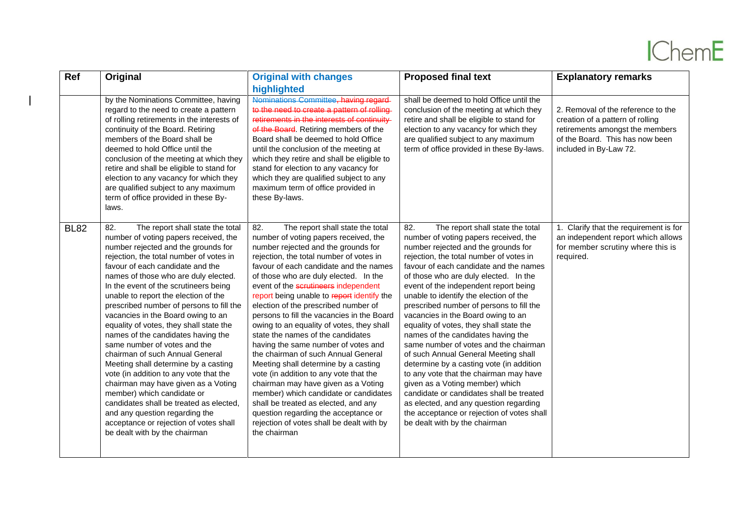| Ref | Original | Original with changes highlighted | Proposed final text | Explanatory remarks |
|---|---|---|---|---|
| | by the Nominations Committee, having regard to the need to create a pattern of rolling retirements in the interests of continuity of the Board. Retiring members of the Board shall be deemed to hold Office until the conclusion of the meeting at which they retire and shall be eligible to stand for election to any vacancy for which they are qualified subject to any maximum term of office provided in these By-laws. | ~~Nominations Committee, having regard to the need to create a pattern of rolling retirements in the interests of continuity of the Board~~. Retiring members of the Board shall be deemed to hold Office until the conclusion of the meeting at which they retire and shall be eligible to stand for election to any vacancy for which they are qualified subject to any maximum term of office provided in these By-laws. | shall be deemed to hold Office until the conclusion of the meeting at which they retire and shall be eligible to stand for election to any vacancy for which they are qualified subject to any maximum term of office provided in these By-laws. | 2. Removal of the reference to the creation of a pattern of rolling retirements amongst the members of the Board. This has now been included in By-Law 72. |
| BL82 | 82. The report shall state the total number of voting papers received, the number rejected and the grounds for rejection, the total number of votes in favour of each candidate and the names of those who are duly elected. In the event of the scrutineers being unable to report the election of the prescribed number of persons to fill the vacancies in the Board owing to an equality of votes, they shall state the names of the candidates having the same number of votes and the chairman of such Annual General Meeting shall determine by a casting vote (in addition to any vote that the chairman may have given as a Voting member) which candidate or candidates shall be treated as elected, and any question regarding the acceptance or rejection of votes shall be dealt with by the chairman | 82. The report shall state the total number of voting papers received, the number rejected and the grounds for rejection, the total number of votes in favour of each candidate and the names of those who are duly elected. In the event of the ~~scrutineers~~ independent report being unable to ~~report~~ identify the election of the prescribed number of persons to fill the vacancies in the Board owing to an equality of votes, they shall state the names of the candidates having the same number of votes and the chairman of such Annual General Meeting shall determine by a casting vote (in addition to any vote that the chairman may have given as a Voting member) which candidate or candidates shall be treated as elected, and any question regarding the acceptance or rejection of votes shall be dealt with by the chairman | 82. The report shall state the total number of voting papers received, the number rejected and the grounds for rejection, the total number of votes in favour of each candidate and the names of those who are duly elected. In the event of the independent report being unable to identify the election of the prescribed number of persons to fill the vacancies in the Board owing to an equality of votes, they shall state the names of the candidates having the same number of votes and the chairman of such Annual General Meeting shall determine by a casting vote (in addition to any vote that the chairman may have given as a Voting member) which candidate or candidates shall be treated as elected, and any question regarding the acceptance or rejection of votes shall be dealt with by the chairman | 1. Clarify that the requirement is for an independent report which allows for member scrutiny where this is required. |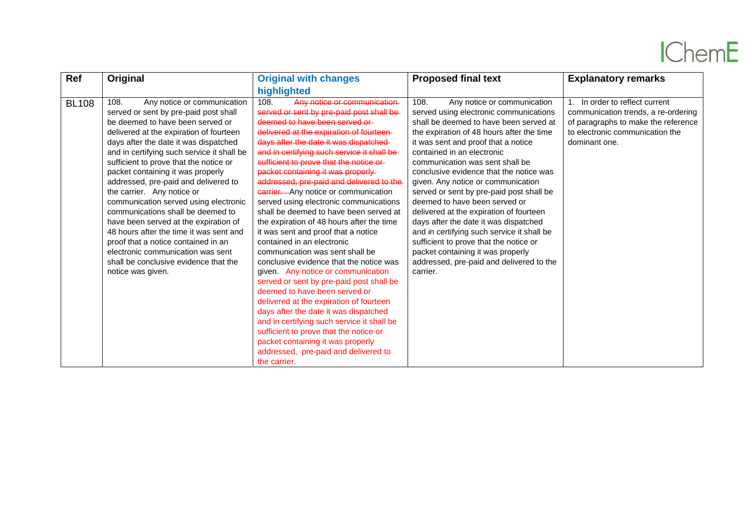| Ref | Original | Original with changes highlighted | Proposed final text | Explanatory remarks |
|---|---|---|---|---|
| BL108 | 108. Any notice or communication served or sent by pre-paid post shall be deemed to have been served or delivered at the expiration of fourteen days after the date it was dispatched and in certifying such service it shall be sufficient to prove that the notice or packet containing it was properly addressed, pre-paid and delivered to the carrier. Any notice or communication served using electronic communications shall be deemed to have been served at the expiration of 48 hours after the time it was sent and proof that a notice contained in an electronic communication was sent shall be conclusive evidence that the notice was given. | 108. ~~Any notice or communication served or sent by pre-paid post shall be deemed to have been served or delivered at the expiration of fourteen days after the date it was dispatched and in certifying such service it shall be sufficient to prove that the notice or packet containing it was properly addressed, pre-paid and delivered to the carrier.~~ Any notice or communication served using electronic communications shall be deemed to have been served at the expiration of 48 hours after the time it was sent and proof that a notice contained in an electronic communication was sent shall be conclusive evidence that the notice was given. Any notice or communication served or sent by pre-paid post shall be deemed to have been served or delivered at the expiration of fourteen days after the date it was dispatched and in certifying such service it shall be sufficient to prove that the notice or packet containing it was properly addressed, pre-paid and delivered to the carrier. | 108. Any notice or communication served using electronic communications shall be deemed to have been served at the expiration of 48 hours after the time it was sent and proof that a notice contained in an electronic communication was sent shall be conclusive evidence that the notice was given. Any notice or communication served or sent by pre-paid post shall be deemed to have been served or delivered at the expiration of fourteen days after the date it was dispatched and in certifying such service it shall be sufficient to prove that the notice or packet containing it was properly addressed, pre-paid and delivered to the carrier. | 1. In order to reflect current communication trends, a re-ordering of paragraphs to make the reference to electronic communication the dominant one. |